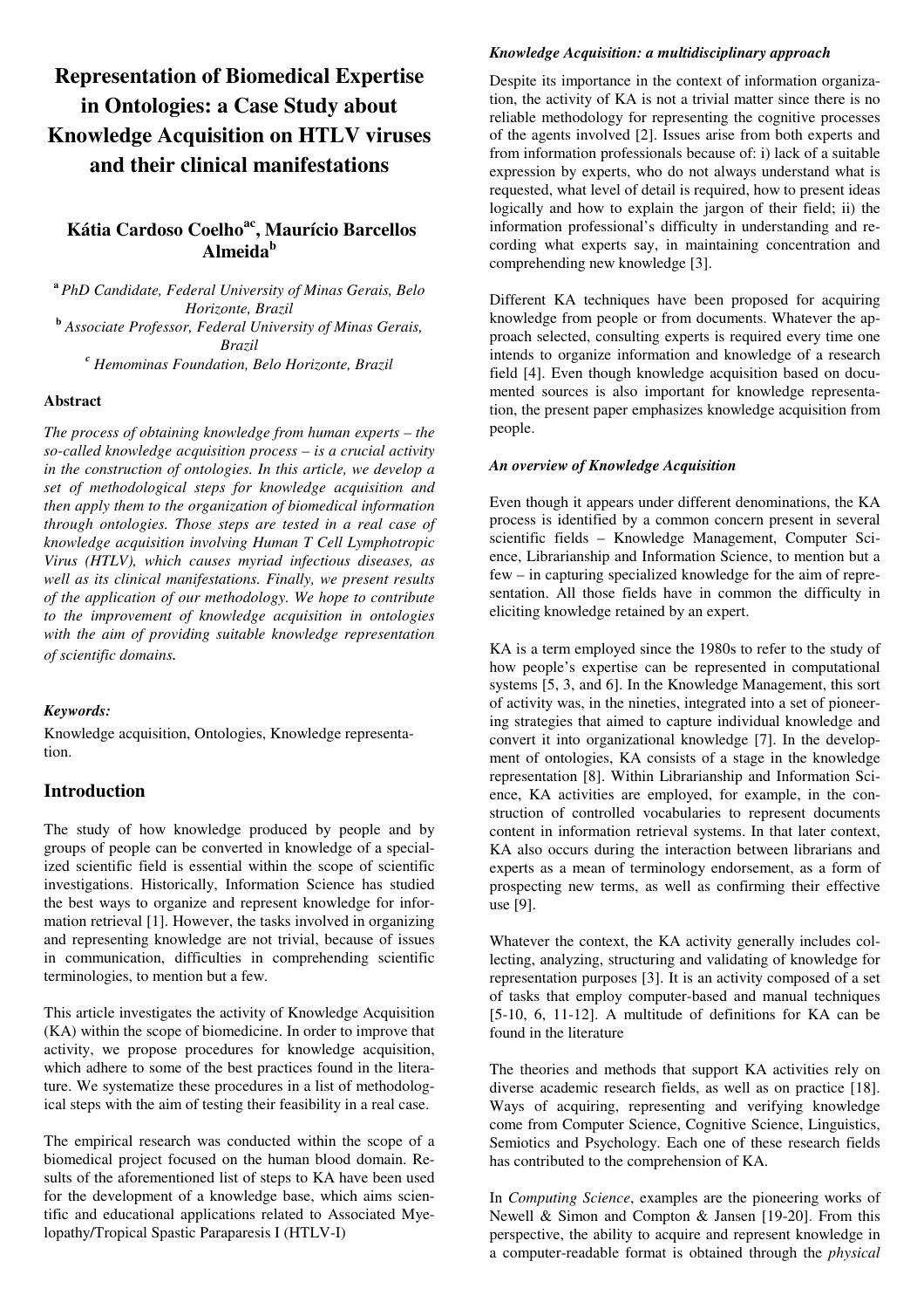# Representation of Biomedical Expertise in Ontologies: a Case Study about Knowledge Acquisition on HTLV viruses and their clinical manifestations

**Kátia Cardoso Coelho[ac], Maurício Barcellos Almeida[b]**

[a] *PhD Candidate, Federal University of Minas Gerais, Belo Horizonte, Brazil*
[b] *Associate Professor, Federal University of Minas Gerais, Brazil*
[c] *Hemominas Foundation, Belo Horizonte, Brazil*

#### Abstract

*The process of obtaining knowledge from human experts – the so-called knowledge acquisition process – is a crucial activity in the construction of ontologies. In this article, we develop a set of methodological steps for knowledge acquisition and then apply them to the organization of biomedical information through ontologies. Those steps are tested in a real case of knowledge acquisition involving Human T Cell Lymphotropic Virus (HTLV), which causes myriad infectious diseases, as well as its clinical manifestations. Finally, we present results of the application of our methodology. We hope to contribute to the improvement of knowledge acquisition in ontologies with the aim of providing suitable knowledge representation of scientific domains.*

#### *Keywords:*

Knowledge acquisition, Ontologies, Knowledge representation.

## Introduction

The study of how knowledge produced by people and by groups of people can be converted in knowledge of a specialized scientific field is essential within the scope of scientific investigations. Historically, Information Science has studied the best ways to organize and represent knowledge for information retrieval [1]. However, the tasks involved in organizing and representing knowledge are not trivial, because of issues in communication, difficulties in comprehending scientific terminologies, to mention but a few.

This article investigates the activity of Knowledge Acquisition (KA) within the scope of biomedicine. In order to improve that activity, we propose procedures for knowledge acquisition, which adhere to some of the best practices found in the literature. We systematize these procedures in a list of methodological steps with the aim of testing their feasibility in a real case.

The empirical research was conducted within the scope of a biomedical project focused on the human blood domain. Results of the aforementioned list of steps to KA have been used for the development of a knowledge base, which aims scientific and educational applications related to Associated Myelopathy/Tropical Spastic Paraparesis I (HTLV-I)

### *Knowledge Acquisition: a multidisciplinary approach*

Despite its importance in the context of information organization, the activity of KA is not a trivial matter since there is no reliable methodology for representing the cognitive processes of the agents involved [2]. Issues arise from both experts and from information professionals because of: i) lack of a suitable expression by experts, who do not always understand what is requested, what level of detail is required, how to present ideas logically and how to explain the jargon of their field; ii) the information professional's difficulty in understanding and recording what experts say, in maintaining concentration and comprehending new knowledge [3].

Different KA techniques have been proposed for acquiring knowledge from people or from documents. Whatever the approach selected, consulting experts is required every time one intends to organize information and knowledge of a research field [4]. Even though knowledge acquisition based on documented sources is also important for knowledge representation, the present paper emphasizes knowledge acquisition from people.

### *An overview of Knowledge Acquisition*

Even though it appears under different denominations, the KA process is identified by a common concern present in several scientific fields – Knowledge Management, Computer Science, Librarianship and Information Science, to mention but a few – in capturing specialized knowledge for the aim of representation. All those fields have in common the difficulty in eliciting knowledge retained by an expert.

KA is a term employed since the 1980s to refer to the study of how people's expertise can be represented in computational systems [5, 3, and 6]. In the Knowledge Management, this sort of activity was, in the nineties, integrated into a set of pioneering strategies that aimed to capture individual knowledge and convert it into organizational knowledge [7]. In the development of ontologies, KA consists of a stage in the knowledge representation [8]. Within Librarianship and Information Science, KA activities are employed, for example, in the construction of controlled vocabularies to represent documents content in information retrieval systems. In that later context, KA also occurs during the interaction between librarians and experts as a mean of terminology endorsement, as a form of prospecting new terms, as well as confirming their effective use [9].

Whatever the context, the KA activity generally includes collecting, analyzing, structuring and validating of knowledge for representation purposes [3]. It is an activity composed of a set of tasks that employ computer-based and manual techniques [5-10, 6, 11-12]. A multitude of definitions for KA can be found in the literature

The theories and methods that support KA activities rely on diverse academic research fields, as well as on practice [18]. Ways of acquiring, representing and verifying knowledge come from Computer Science, Cognitive Science, Linguistics, Semiotics and Psychology. Each one of these research fields has contributed to the comprehension of KA.

In *Computing Science*, examples are the pioneering works of Newell & Simon and Compton & Jansen [19-20]. From this perspective, the ability to acquire and represent knowledge in a computer-readable format is obtained through the *physical*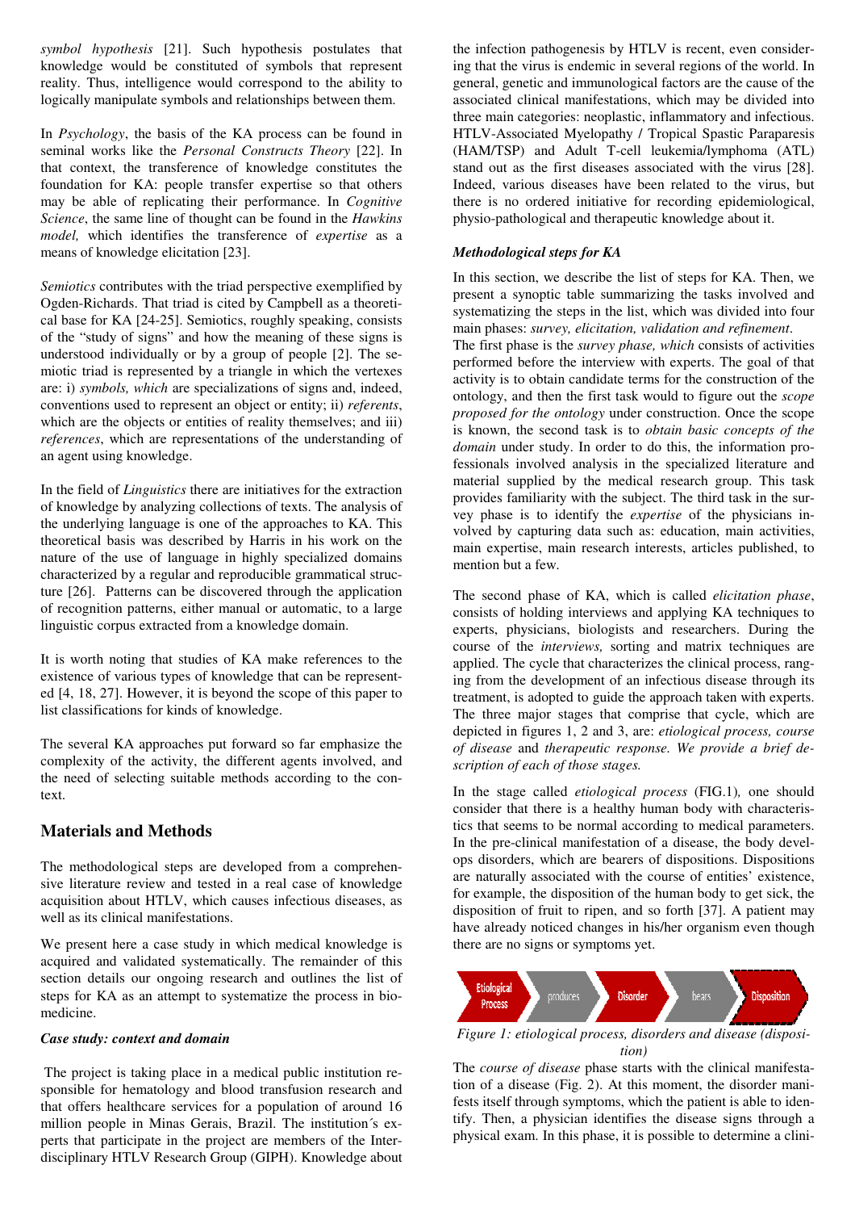*symbol hypothesis* [21]. Such hypothesis postulates that knowledge would be constituted of symbols that represent reality. Thus, intelligence would correspond to the ability to logically manipulate symbols and relationships between them.

In *Psychology*, the basis of the KA process can be found in seminal works like the *Personal Constructs Theory* [22]. In that context, the transference of knowledge constitutes the foundation for KA: people transfer expertise so that others may be able of replicating their performance. In *Cognitive Science*, the same line of thought can be found in the *Hawkins model,* which identifies the transference of *expertise* as a means of knowledge elicitation [23].

*Semiotics* contributes with the triad perspective exemplified by Ogden-Richards. That triad is cited by Campbell as a theoretical base for KA [24-25]. Semiotics, roughly speaking, consists of the "study of signs" and how the meaning of these signs is understood individually or by a group of people [2]. The semiotic triad is represented by a triangle in which the vertexes are: i) *symbols, which* are specializations of signs and, indeed, conventions used to represent an object or entity; ii) *referents*, which are the objects or entities of reality themselves; and iii) *references*, which are representations of the understanding of an agent using knowledge.

In the field of *Linguistics* there are initiatives for the extraction of knowledge by analyzing collections of texts. The analysis of the underlying language is one of the approaches to KA. This theoretical basis was described by Harris in his work on the nature of the use of language in highly specialized domains characterized by a regular and reproducible grammatical structure [26]. Patterns can be discovered through the application of recognition patterns, either manual or automatic, to a large linguistic corpus extracted from a knowledge domain.

It is worth noting that studies of KA make references to the existence of various types of knowledge that can be represented [4, 18, 27]. However, it is beyond the scope of this paper to list classifications for kinds of knowledge.

The several KA approaches put forward so far emphasize the complexity of the activity, the different agents involved, and the need of selecting suitable methods according to the context.

## Materials and Methods

The methodological steps are developed from a comprehensive literature review and tested in a real case of knowledge acquisition about HTLV, which causes infectious diseases, as well as its clinical manifestations.

We present here a case study in which medical knowledge is acquired and validated systematically. The remainder of this section details our ongoing research and outlines the list of steps for KA as an attempt to systematize the process in biomedicine.

### *Case study: context and domain*

The project is taking place in a medical public institution responsible for hematology and blood transfusion research and that offers healthcare services for a population of around 16 million people in Minas Gerais, Brazil. The institution´s experts that participate in the project are members of the Interdisciplinary HTLV Research Group (GIPH). Knowledge about the infection pathogenesis by HTLV is recent, even considering that the virus is endemic in several regions of the world. In general, genetic and immunological factors are the cause of the associated clinical manifestations, which may be divided into three main categories: neoplastic, inflammatory and infectious. HTLV-Associated Myelopathy / Tropical Spastic Paraparesis (HAM/TSP) and Adult T-cell leukemia/lymphoma (ATL) stand out as the first diseases associated with the virus [28]. Indeed, various diseases have been related to the virus, but there is no ordered initiative for recording epidemiological, physio-pathological and therapeutic knowledge about it.

### *Methodological steps for KA*

In this section, we describe the list of steps for KA. Then, we present a synoptic table summarizing the tasks involved and systematizing the steps in the list, which was divided into four main phases: *survey, elicitation, validation and refinement*.

The first phase is the *survey phase, which* consists of activities performed before the interview with experts. The goal of that activity is to obtain candidate terms for the construction of the ontology, and then the first task would to figure out the *scope proposed for the ontology* under construction. Once the scope is known, the second task is to *obtain basic concepts of the domain* under study. In order to do this, the information professionals involved analysis in the specialized literature and material supplied by the medical research group. This task provides familiarity with the subject. The third task in the survey phase is to identify the *expertise* of the physicians involved by capturing data such as: education, main activities, main expertise, main research interests, articles published, to mention but a few.

The second phase of KA, which is called *elicitation phase*, consists of holding interviews and applying KA techniques to experts, physicians, biologists and researchers. During the course of the *interviews,* sorting and matrix techniques are applied. The cycle that characterizes the clinical process, ranging from the development of an infectious disease through its treatment, is adopted to guide the approach taken with experts. The three major stages that comprise that cycle, which are depicted in figures 1, 2 and 3, are: *etiological process, course of disease* and *therapeutic response. We provide a brief description of each of those stages.*

In the stage called *etiological process* (FIG.1)*,* one should consider that there is a healthy human body with characteristics that seems to be normal according to medical parameters. In the pre-clinical manifestation of a disease, the body develops disorders, which are bearers of dispositions. Dispositions are naturally associated with the course of entities' existence, for example, the disposition of the human body to get sick, the disposition of fruit to ripen, and so forth [37]. A patient may have already noticed changes in his/her organism even though there are no signs or symptoms yet.

Etiological Process → produces → Disorder → bears → Disposition

*Figure 1: etiological process, disorders and disease (disposition)*

The *course of disease* phase starts with the clinical manifestation of a disease (Fig. 2). At this moment, the disorder manifests itself through symptoms, which the patient is able to identify. Then, a physician identifies the disease signs through a physical exam. In this phase, it is possible to determine a clini-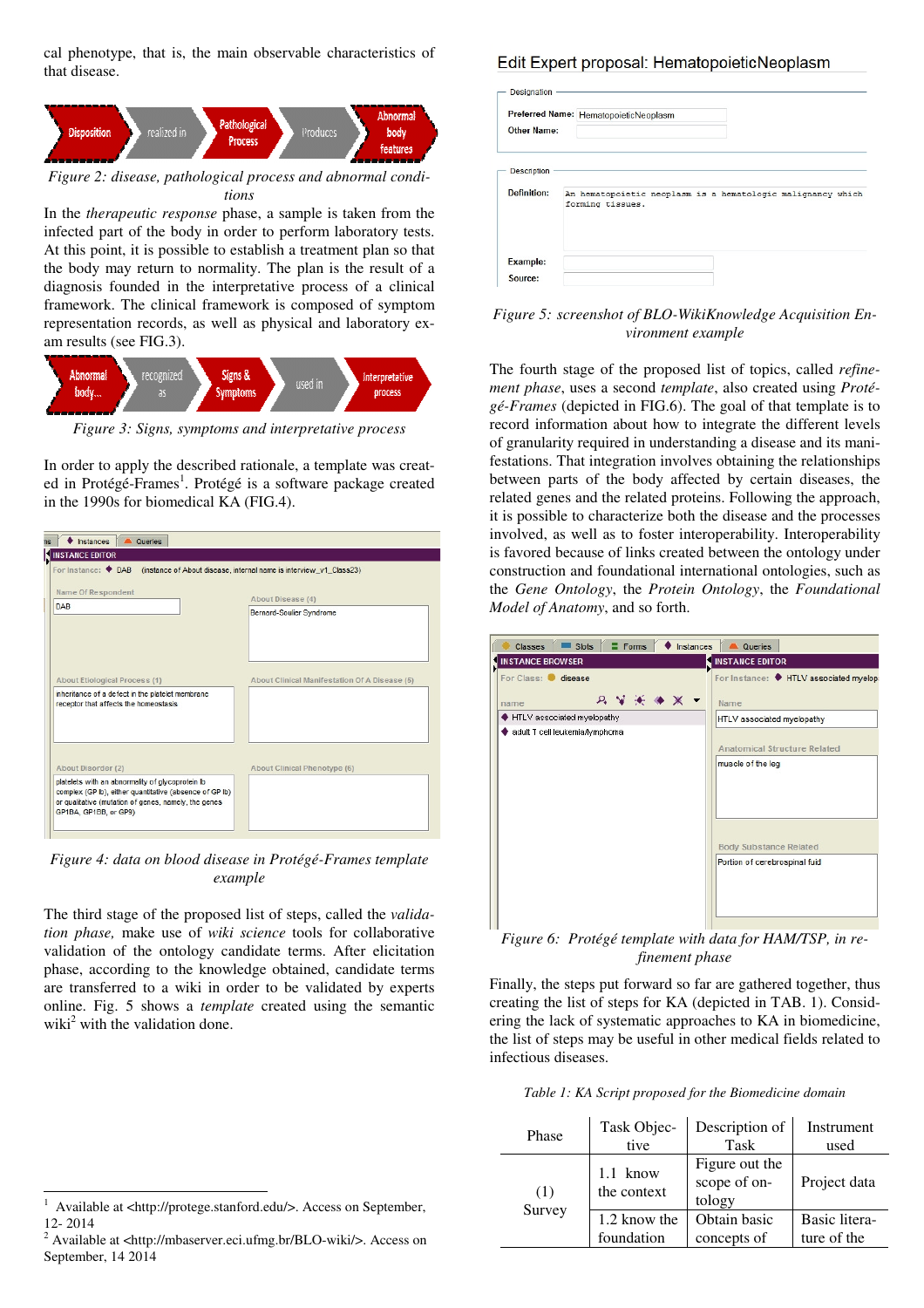cal phenotype, that is, the main observable characteristics of that disease.

Figure 2: disease, pathological process and abnormal conditions

In the *therapeutic response* phase, a sample is taken from the infected part of the body in order to perform laboratory tests. At this point, it is possible to establish a treatment plan so that the body may return to normality. The plan is the result of a diagnosis founded in the interpretative process of a clinical framework. The clinical framework is composed of symptom representation records, as well as physical and laboratory exam results (see FIG.3).

Figure 3: Signs, symptoms and interpretative process

In order to apply the described rationale, a template was created in Protégé-Frames[1]. Protégé is a software package created in the 1990s for biomedical KA (FIG.4).

Figure 4: data on blood disease in Protégé-Frames template example

The third stage of the proposed list of steps, called the *validation phase,* make use of *wiki science* tools for collaborative validation of the ontology candidate terms. After elicitation phase, according to the knowledge obtained, candidate terms are transferred to a wiki in order to be validated by experts online. Fig. 5 shows a *template* created using the semantic wiki[2] with the validation done.

Figure 5: screenshot of BLO-WikiKnowledge Acquisition Environment example

The fourth stage of the proposed list of topics, called *refinement phase*, uses a second *template*, also created using *Protégé-Frames* (depicted in FIG.6). The goal of that template is to record information about how to integrate the different levels of granularity required in understanding a disease and its manifestations. That integration involves obtaining the relationships between parts of the body affected by certain diseases, the related genes and the related proteins. Following the approach, it is possible to characterize both the disease and the processes involved, as well as to foster interoperability. Interoperability is favored because of links created between the ontology under construction and foundational international ontologies, such as the *Gene Ontology*, the *Protein Ontology*, the *Foundational Model of Anatomy*, and so forth.

Figure 6: Protégé template with data for HAM/TSP, in refinement phase

Finally, the steps put forward so far are gathered together, thus creating the list of steps for KA (depicted in TAB. 1). Considering the lack of systematic approaches to KA in biomedicine, the list of steps may be useful in other medical fields related to infectious diseases.

Table 1: KA Script proposed for the Biomedicine domain

| Phase | Task Objective | Description of Task | Instrument used |
|---|---|---|---|
| (1) Survey | 1.1 know the context | Figure out the scope of ontology | Project data |
| | 1.2 know the foundation | Obtain basic concepts of | Basic literature of the |

[1] Available at <http://protege.stanford.edu/>. Access on September, 12- 2014

[2] Available at <http://mbaserver.eci.ufmg.br/BLO-wiki/>. Access on September, 14 2014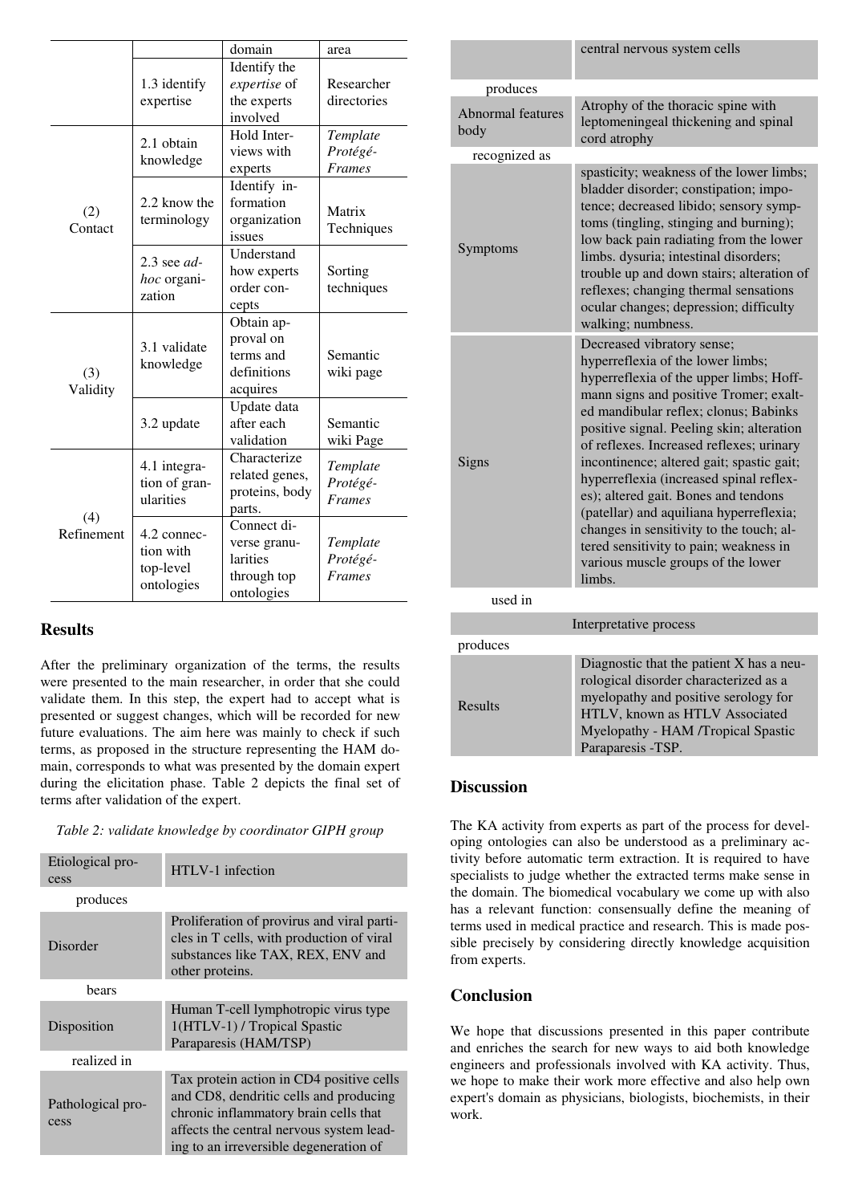| | | domain | area |
|---|---|---|---|
| | 1.3 identify expertise | Identify the *expertise* of the experts involved | Researcher directories |
| (2) Contact | 2.1 obtain knowledge | Hold Interviews with experts | *Template Protégé-Frames* |
| | 2.2 know the terminology | Identify information organization issues | Matrix Techniques |
| | 2.3 see *ad-hoc* organization | Understand how experts order concepts | Sorting techniques |
| (3) Validity | 3.1 validate knowledge | Obtain approval on terms and definitions acquires | Semantic wiki page |
| | 3.2 update | Update data after each validation | Semantic wiki Page |
| (4) Refinement | 4.1 integration of granularities | Characterize related genes, proteins, body parts. | *Template Protégé-Frames* |
| | 4.2 connection with top-level ontologies | Connect diverse granularities through top ontologies | *Template Protégé-Frames* |

## Results

After the preliminary organization of the terms, the results were presented to the main researcher, in order that she could validate them. In this step, the expert had to accept what is presented or suggest changes, which will be recorded for new future evaluations. The aim here was mainly to check if such terms, as proposed in the structure representing the HAM domain, corresponds to what was presented by the domain expert during the elicitation phase. Table 2 depicts the final set of terms after validation of the expert.

*Table 2: validate knowledge by coordinator GIPH group*

| | |
|---|---|
| Etiological process | HTLV-1 infection |
| produces | |
| Disorder | Proliferation of provirus and viral particles in T cells, with production of viral substances like TAX, REX, ENV and other proteins. |
| bears | |
| Disposition | Human T-cell lymphotropic virus type 1(HTLV-1) / Tropical Spastic Paraparesis (HAM/TSP) |
| realized in | |
| Pathological process | Tax protein action in CD4 positive cells and CD8, dendritic cells and producing chronic inflammatory brain cells that affects the central nervous system leading to an irreversible degeneration of central nervous system cells |
| produces | |
| Abnormal features body | Atrophy of the thoracic spine with leptomeningeal thickening and spinal cord atrophy |
| recognized as | |
| Symptoms | spasticity; weakness of the lower limbs; bladder disorder; constipation; impotence; decreased libido; sensory symptoms (tingling, stinging and burning); low back pain radiating from the lower limbs. dysuria; intestinal disorders; trouble up and down stairs; alteration of reflexes; changing thermal sensations ocular changes; depression; difficulty walking; numbness. |
| Signs | Decreased vibratory sense; hyperreflexia of the lower limbs; hyperreflexia of the upper limbs; Hoffmann signs and positive Tromer; exalted mandibular reflex; clonus; Babinks positive signal. Peeling skin; alteration of reflexes. Increased reflexes; urinary incontinence; altered gait; spastic gait; hyperreflexia (increased spinal reflexes); altered gait. Bones and tendons (patellar) and aquiliana hyperreflexia; changes in sensitivity to the touch; altered sensitivity to pain; weakness in various muscle groups of the lower limbs. |
| used in | |
| Interpretative process | |
| produces | |
| Results | Diagnostic that the patient X has a neurological disorder characterized as a myelopathy and positive serology for HTLV, known as HTLV Associated Myelopathy - HAM /Tropical Spastic Paraparesis -TSP. |

## Discussion

The KA activity from experts as part of the process for developing ontologies can also be understood as a preliminary activity before automatic term extraction. It is required to have specialists to judge whether the extracted terms make sense in the domain. The biomedical vocabulary we come up with also has a relevant function: consensually define the meaning of terms used in medical practice and research. This is made possible precisely by considering directly knowledge acquisition from experts.

## Conclusion

We hope that discussions presented in this paper contribute and enriches the search for new ways to aid both knowledge engineers and professionals involved with KA activity. Thus, we hope to make their work more effective and also help own expert's domain as physicians, biologists, biochemists, in their work.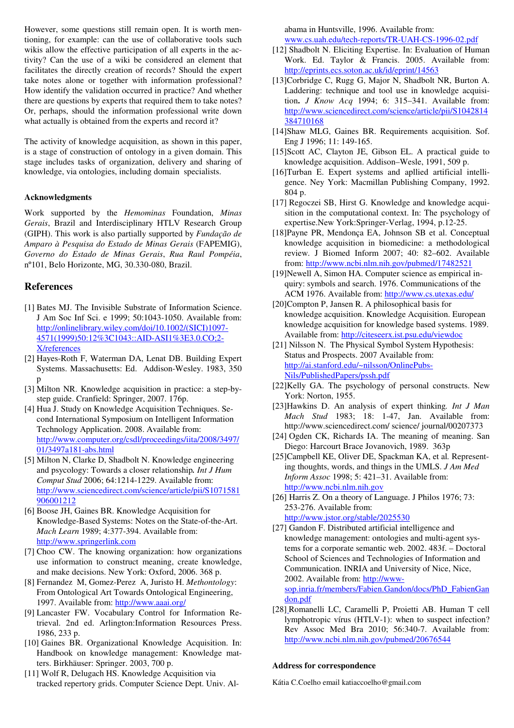However, some questions still remain open. It is worth mentioning, for example: can the use of collaborative tools such wikis allow the effective participation of all experts in the activity? Can the use of a wiki be considered an element that facilitates the directly creation of records? Should the expert take notes alone or together with information professional? How identify the validation occurred in practice? And whether there are questions by experts that required them to take notes? Or, perhaps, should the information professional write down what actually is obtained from the experts and record it?

The activity of knowledge acquisition, as shown in this paper, is a stage of construction of ontology in a given domain. This stage includes tasks of organization, delivery and sharing of knowledge, via ontologies, including domain specialists.

#### Acknowledgments

Work supported by the *Hemominas* Foundation, *Minas Gerais*, Brazil and Interdisciplinary HTLV Research Group (GIPH). This work is also partially supported by *Fundação de Amparo à Pesquisa do Estado de Minas Gerais* (FAPEMIG), *Governo do Estado de Minas Gerais*, *Rua Raul Pompéia*, nº101, Belo Horizonte, MG, 30.330-080, Brazil.

## References

[1] Bates MJ. The Invisible Substrate of Information Science. J Am Soc Inf Sci. e 1999; 50:1043-1050. Available from: http://onlinelibrary.wiley.com/doi/10.1002/(SICI)1097-4571(1999)50:12%3C1043::AID-ASI1%3E3.0.CO;2-X/references

[2] Hayes-Roth F, Waterman DA, Lenat DB. Building Expert Systems. Massachusetts: Ed. Addison-Wesley. 1983, 350 p

[3] Milton NR. Knowledge acquisition in practice: a step-by-step guide. Cranfield: Springer, 2007. 176p.

[4] Hua J. Study on Knowledge Acquisition Techniques. Second International Symposium on Intelligent Information Technology Application. 2008. Available from: http://www.computer.org/csdl/proceedings/iita/2008/3497/01/3497a181-abs.html

[5] Milton N, Clarke D, Shadbolt N. Knowledge engineering and psycology: Towards a closer relationship*. Int J Hum Comput Stud* 2006; 64:1214-1229. Available from: http://www.sciencedirect.com/science/article/pii/S1071581906001212

[6] Boose JH, Gaines BR. Knowledge Acquisition for Knowledge-Based Systems: Notes on the State-of-the-Art. *Mach Learn* 1989; 4:377-394. Available from: http://www.springerlink.com

[7] Choo CW. The knowing organization: how organizations use information to construct meaning, create knowledge, and make decisions. New York: Oxford, 2006. 368 p.

[8] Fernandez M, Gomez-Perez A, Juristo H. *Methontology*: From Ontological Art Towards Ontological Engineering, 1997. Available from: http://www.aaai.org/

[9] Lancaster FW. Vocabulary Control for Information Retrieval. 2nd ed. Arlington:Information Resources Press. 1986, 233 p.

[10] Gaines BR. Organizational Knowledge Acquisition. In: Handbook on knowledge management: Knowledge matters. Birkhäuser: Springer. 2003, 700 p.

[11] Wolf R, Delugach HS. Knowledge Acquisition via tracked repertory grids. Computer Science Dept. Univ. Alabama in Huntsville, 1996. Available from: www.cs.uah.edu/tech-reports/TR-UAH-CS-1996-02.pdf

[12] Shadbolt N. Eliciting Expertise. In: Evaluation of Human Work. Ed. Taylor & Francis. 2005. Available from: http://eprints.ecs.soton.ac.uk/id/eprint/14563

[13]Corbridge C, Rugg G, Major N, Shadbolt NR, Burton A. Laddering: technique and tool use in knowledge acquisition**.** *J Know Acq* 1994; 6: 315–341. Available from: http://www.sciencedirect.com/science/article/pii/S1042814384710168

[14]Shaw MLG, Gaines BR. Requirements acquisition. Sof. Eng J 1996; 11: 149-165.

[15]Scott AC, Clayton JE, Gibson EL. A practical guide to knowledge acquisition. Addison–Wesle, 1991, 509 p.

[16]Turban E. Expert systems and apllied artificial intelligence. Ney York: Macmillan Publishing Company, 1992. 804 p.

[17] Regoczei SB, Hirst G. Knowledge and knowledge acquisition in the computational context. In: The psychology of expertise.New York:Springer-Verlag, 1994, p.12-25.

[18]Payne PR, Mendonça EA, Johnson SB et al. Conceptual knowledge acquisition in biomedicine: a methodological review. J Biomed Inform 2007; 40: 82–602. Available from: http://www.ncbi.nlm.nih.gov/pubmed/17482521

[19]Newell A, Simon HA. Computer science as empirical inquiry: symbols and search. 1976. Communications of the ACM 1976. Available from: http://www.cs.utexas.edu/

[20]Compton P, Jansen R. A philosophical basis for knowledge acquisition. Knowledge Acquisition. European knowledge acquisition for knowledge based systems. 1989. Available from: http://citeseerx.ist.psu.edu/viewdoc

[21] Nilsson N. The Physical Symbol System Hypothesis: Status and Prospects. 2007 Available from: http://ai.stanford.edu/~nilsson/OnlinePubs-Nils/PublishedPapers/pssh.pdf

[22]Kelly GA. The psychology of personal constructs. New York: Norton, 1955.

[23]Hawkins D. An analysis of expert thinking*. Int J Man Mach Stud* 1983; 18: 1-47, Jan. Available from: http://www.sciencedirect.com/ science/ journal/00207373

[24] Ogden CK, Richards IA. The meaning of meaning. San Diego: Harcourt Brace Jovanovich, 1989. 363p

[25]Campbell KE, Oliver DE, Spackman KA, et al*.* Representing thoughts, words, and things in the UMLS. *J Am Med Inform Assoc* 1998; 5: 421–31. Available from: http://www.ncbi.nlm.nih.gov

[26] Harris Z. On a theory of Language. J Philos 1976; 73: 253-276. Available from: http://www.jstor.org/stable/2025530

[27] Gandon F. Distributed artificial intelligence and knowledge management: ontologies and multi-agent systems for a corporate semantic web. 2002. 483f. – Doctoral School of Sciences and Technologies of Information and Communication. INRIA and University of Nice, Nice, 2002. Available from: http://www-sop.inria.fr/members/Fabien.Gandon/docs/PhD_FabienGandon.pdf

[28] Romanelli LC, Caramelli P, Proietti AB. Human T cell lymphotropic vírus (HTLV-1): when to suspect infection? Rev Assoc Med Bra 2010; 56:340-7. Available from: http://www.ncbi.nlm.nih.gov/pubmed/20676544

#### Address for correspondence

Kátia C.Coelho email katiaccoelho@gmail.com